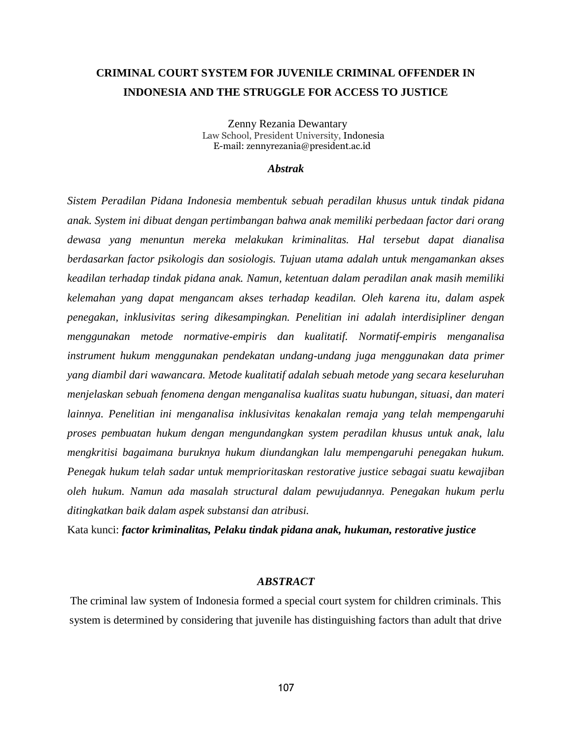# CRIMINAL COURT SYSTEM FOR JUVENILE CRIMINAL OFFENDER IN INDONESIA AND THE STRUGGLE FOR ACCESS TO JUSTICE

Zenny Rezania Dewantary
Law School, President University, Indonesia
E-mail: zennyrezania@president.ac.id

### *Abstrak*

*Sistem Peradilan Pidana Indonesia membentuk sebuah peradilan khusus untuk tindak pidana anak. System ini dibuat dengan pertimbangan bahwa anak memiliki perbedaan factor dari orang dewasa yang menuntun mereka melakukan kriminalitas. Hal tersebut dapat dianalisa berdasarkan factor psikologis dan sosiologis. Tujuan utama adalah untuk mengamankan akses keadilan terhadap tindak pidana anak. Namun, ketentuan dalam peradilan anak masih memiliki kelemahan yang dapat mengancam akses terhadap keadilan. Oleh karena itu, dalam aspek penegakan, inklusivitas sering dikesampingkan. Penelitian ini adalah interdisipliner dengan menggunakan metode normative-empiris dan kualitatif. Normatif-empiris menganalisa instrument hukum menggunakan pendekatan undang-undang juga menggunakan data primer yang diambil dari wawancara. Metode kualitatif adalah sebuah metode yang secara keseluruhan menjelaskan sebuah fenomena dengan menganalisa kualitas suatu hubungan, situasi, dan materi lainnya. Penelitian ini menganalisa inklusivitas kenakalan remaja yang telah mempengaruhi proses pembuatan hukum dengan mengundangkan system peradilan khusus untuk anak, lalu mengkritisi bagaimana buruknya hukum diundangkan lalu mempengaruhi penegakan hukum. Penegak hukum telah sadar untuk memprioritaskan restorative justice sebagai suatu kewajiban oleh hukum. Namun ada masalah structural dalam pewujudannya. Penegakan hukum perlu ditingkatkan baik dalam aspek substansi dan atribusi.*

Kata kunci: ***factor kriminalitas, Pelaku tindak pidana anak, hukuman, restorative justice***

### *ABSTRACT*

The criminal law system of Indonesia formed a special court system for children criminals. This system is determined by considering that juvenile has distinguishing factors than adult that drive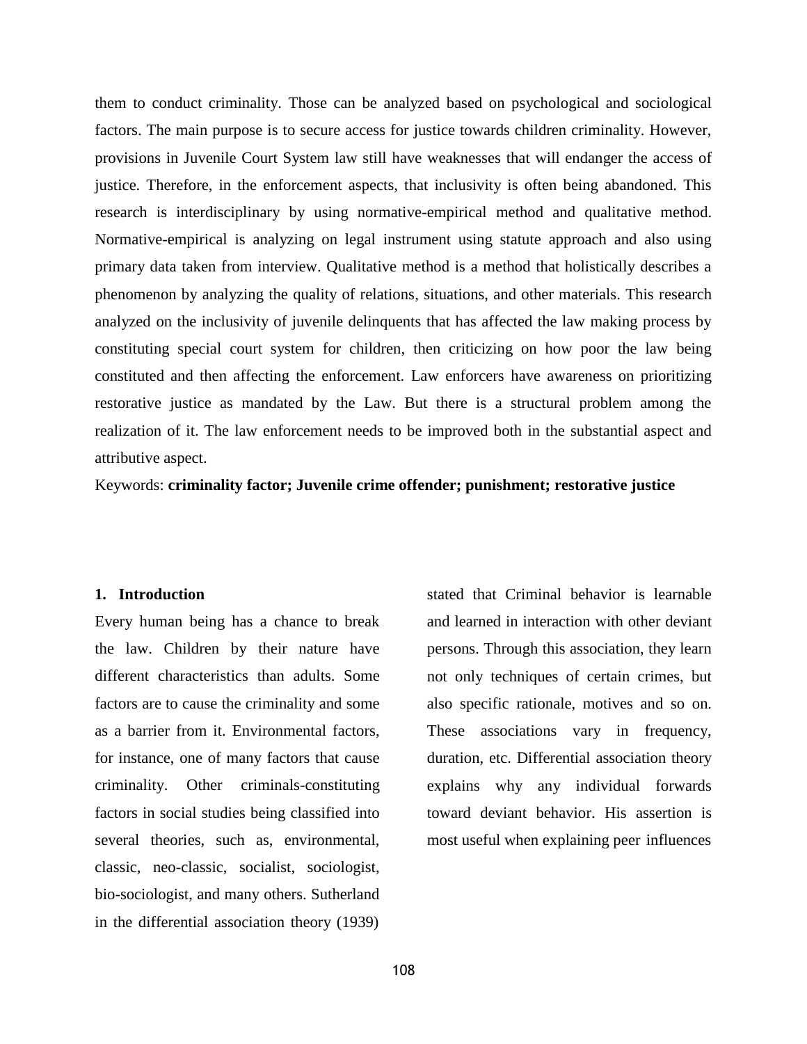them to conduct criminality. Those can be analyzed based on psychological and sociological factors. The main purpose is to secure access for justice towards children criminality. However, provisions in Juvenile Court System law still have weaknesses that will endanger the access of justice. Therefore, in the enforcement aspects, that inclusivity is often being abandoned. This research is interdisciplinary by using normative-empirical method and qualitative method. Normative-empirical is analyzing on legal instrument using statute approach and also using primary data taken from interview. Qualitative method is a method that holistically describes a phenomenon by analyzing the quality of relations, situations, and other materials. This research analyzed on the inclusivity of juvenile delinquents that has affected the law making process by constituting special court system for children, then criticizing on how poor the law being constituted and then affecting the enforcement. Law enforcers have awareness on prioritizing restorative justice as mandated by the Law. But there is a structural problem among the realization of it. The law enforcement needs to be improved both in the substantial aspect and attributive aspect.

Keywords: **criminality factor; Juvenile crime offender; punishment; restorative justice**

## 1. Introduction

Every human being has a chance to break the law. Children by their nature have different characteristics than adults. Some factors are to cause the criminality and some as a barrier from it. Environmental factors, for instance, one of many factors that cause criminality. Other criminals-constituting factors in social studies being classified into several theories, such as, environmental, classic, neo-classic, socialist, sociologist, bio-sociologist, and many others. Sutherland in the differential association theory (1939) stated that Criminal behavior is learnable and learned in interaction with other deviant persons. Through this association, they learn not only techniques of certain crimes, but also specific rationale, motives and so on. These associations vary in frequency, duration, etc. Differential association theory explains why any individual forwards toward deviant behavior. His assertion is most useful when explaining peer influences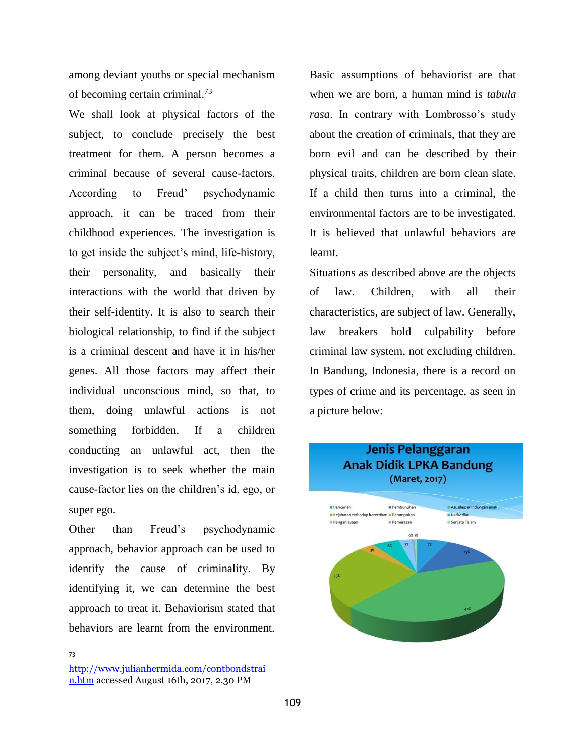among deviant youths or special mechanism of becoming certain criminal.[73]

We shall look at physical factors of the subject, to conclude precisely the best treatment for them. A person becomes a criminal because of several cause-factors. According to Freud' psychodynamic approach, it can be traced from their childhood experiences. The investigation is to get inside the subject's mind, life-history, their personality, and basically their interactions with the world that driven by their self-identity. It is also to search their biological relationship, to find if the subject is a criminal descent and have it in his/her genes. All those factors may affect their individual unconscious mind, so that, to them, doing unlawful actions is not something forbidden. If a children conducting an unlawful act, then the investigation is to seek whether the main cause-factor lies on the children's id, ego, or super ego.

Other than Freud's psychodynamic approach, behavior approach can be used to identify the cause of criminality. By identifying it, we can determine the best approach to treat it. Behaviorism stated that behaviors are learnt from the environment. Basic assumptions of behaviorist are that when we are born, a human mind is *tabula rasa*. In contrary with Lombrosso's study about the creation of criminals, that they are born evil and can be described by their physical traits, children are born clean slate. If a child then turns into a criminal, the environmental factors are to be investigated. It is believed that unlawful behaviors are learnt.

Situations as described above are the objects of law. Children, with all their characteristics, are subject of law. Generally, law breakers hold culpability before criminal law system, not excluding children. In Bandung, Indonesia, there is a record on types of crime and its percentage, as seen in a picture below:

**Jenis Pelanggaran Anak Didik LPKA Bandung (Maret, 2017)**

Pencurian | Pembunuhan | Asusila/perlindungan anak | Kejahatan terhadap ketertiban | Perampokan | Narkotika | Penganiayaan | Pemerasan | Senjata Tajam

0% 1% | 7% | 13% | 42% | 25% | 3% | 6% | 3%

---

[73] http://www.julianhermida.com/contbondstrain.htm accessed August 16th, 2017, 2.30 PM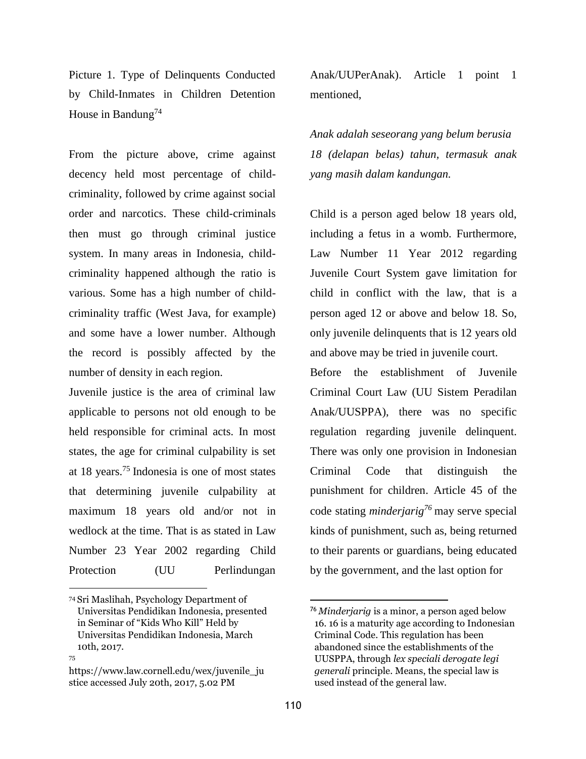Picture 1. Type of Delinquents Conducted by Child-Inmates in Children Detention House in Bandung[74]

From the picture above, crime against decency held most percentage of child-criminality, followed by crime against social order and narcotics. These child-criminals then must go through criminal justice system. In many areas in Indonesia, child-criminality happened although the ratio is various. Some has a high number of child-criminality traffic (West Java, for example) and some have a lower number. Although the record is possibly affected by the number of density in each region.

Juvenile justice is the area of criminal law applicable to persons not old enough to be held responsible for criminal acts. In most states, the age for criminal culpability is set at 18 years.[75] Indonesia is one of most states that determining juvenile culpability at maximum 18 years old and/or not in wedlock at the time. That is as stated in Law Number 23 Year 2002 regarding Child Protection (UU Perlindungan Anak/UUPerAnak). Article 1 point 1 mentioned,

*Anak adalah seseorang yang belum berusia 18 (delapan belas) tahun, termasuk anak yang masih dalam kandungan.*

Child is a person aged below 18 years old, including a fetus in a womb. Furthermore, Law Number 11 Year 2012 regarding Juvenile Court System gave limitation for child in conflict with the law, that is a person aged 12 or above and below 18. So, only juvenile delinquents that is 12 years old and above may be tried in juvenile court.

Before the establishment of Juvenile Criminal Court Law (UU Sistem Peradilan Anak/UUSPPA), there was no specific regulation regarding juvenile delinquent. There was only one provision in Indonesian Criminal Code that distinguish the punishment for children. Article 45 of the code stating *minderjarig*[76] may serve special kinds of punishment, such as, being returned to their parents or guardians, being educated by the government, and the last option for

---

[74] Sri Maslihah, Psychology Department of Universitas Pendidikan Indonesia, presented in Seminar of "Kids Who Kill" Held by Universitas Pendidikan Indonesia, March 10th, 2017.

[75] https://www.law.cornell.edu/wex/juvenile_justice accessed July 20th, 2017, 5.02 PM

[76] *Minderjarig* is a minor, a person aged below 16. 16 is a maturity age according to Indonesian Criminal Code. This regulation has been abandoned since the establishments of the UUSPPA, through *lex speciali derogate legi generali* principle. Means, the special law is used instead of the general law.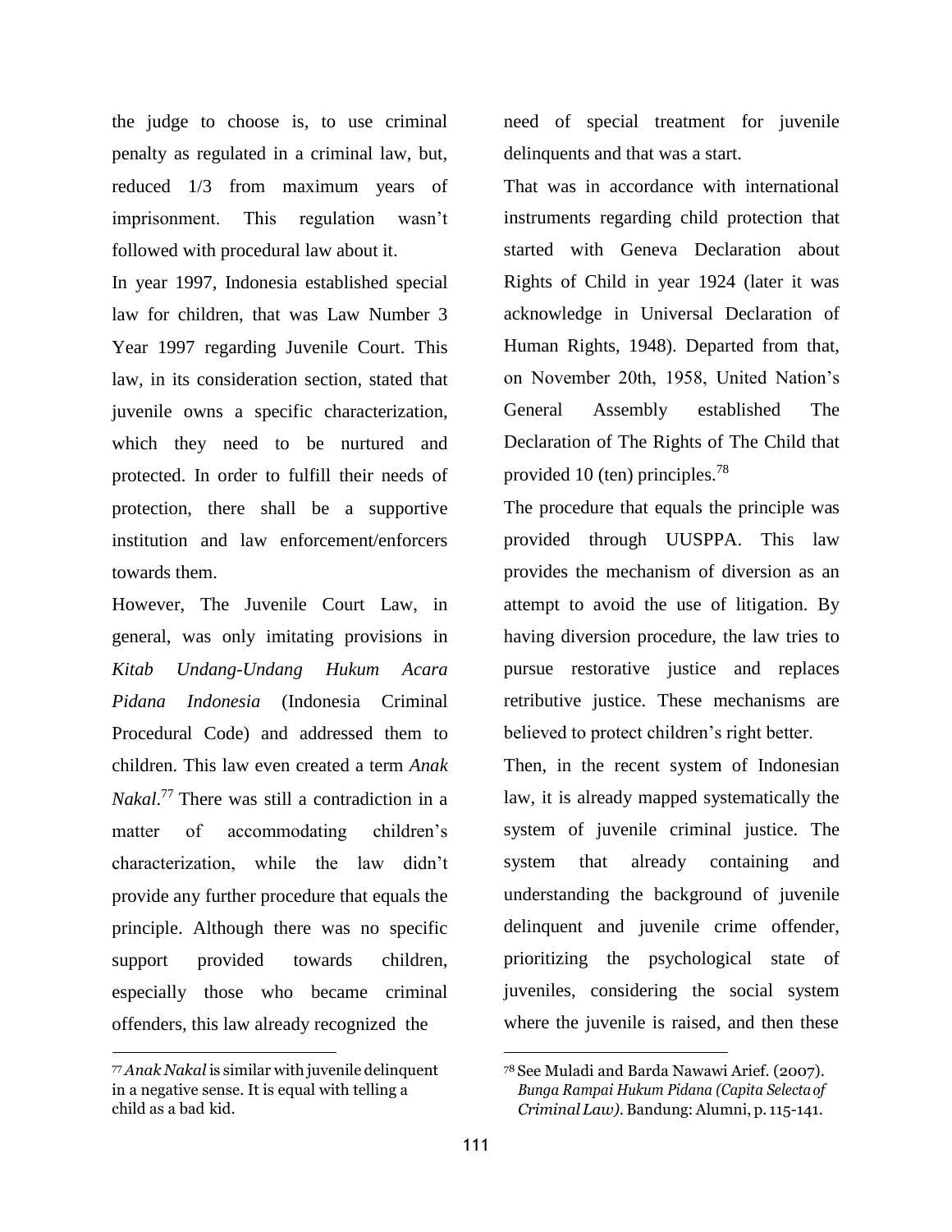the judge to choose is, to use criminal penalty as regulated in a criminal law, but, reduced 1/3 from maximum years of imprisonment. This regulation wasn't followed with procedural law about it.

In year 1997, Indonesia established special law for children, that was Law Number 3 Year 1997 regarding Juvenile Court. This law, in its consideration section, stated that juvenile owns a specific characterization, which they need to be nurtured and protected. In order to fulfill their needs of protection, there shall be a supportive institution and law enforcement/enforcers towards them.

However, The Juvenile Court Law, in general, was only imitating provisions in *Kitab Undang-Undang Hukum Acara Pidana Indonesia* (Indonesia Criminal Procedural Code) and addressed them to children. This law even created a term *Anak Nakal*.[77] There was still a contradiction in a matter of accommodating children's characterization, while the law didn't provide any further procedure that equals the principle. Although there was no specific support provided towards children, especially those who became criminal offenders, this law already recognized the need of special treatment for juvenile delinquents and that was a start.

That was in accordance with international instruments regarding child protection that started with Geneva Declaration about Rights of Child in year 1924 (later it was acknowledge in Universal Declaration of Human Rights, 1948). Departed from that, on November 20th, 1958, United Nation's General Assembly established The Declaration of The Rights of The Child that provided 10 (ten) principles.[78]

The procedure that equals the principle was provided through UUSPPA. This law provides the mechanism of diversion as an attempt to avoid the use of litigation. By having diversion procedure, the law tries to pursue restorative justice and replaces retributive justice. These mechanisms are believed to protect children's right better.

Then, in the recent system of Indonesian law, it is already mapped systematically the system of juvenile criminal justice. The system that already containing and understanding the background of juvenile delinquent and juvenile crime offender, prioritizing the psychological state of juveniles, considering the social system where the juvenile is raised, and then these

---

[77] *Anak Nakal* is similar with juvenile delinquent in a negative sense. It is equal with telling a child as a bad kid.

[78] See Muladi and Barda Nawawi Arief. (2007). *Bunga Rampai Hukum Pidana (Capita Selecta of Criminal Law)*. Bandung: Alumni, p. 115-141.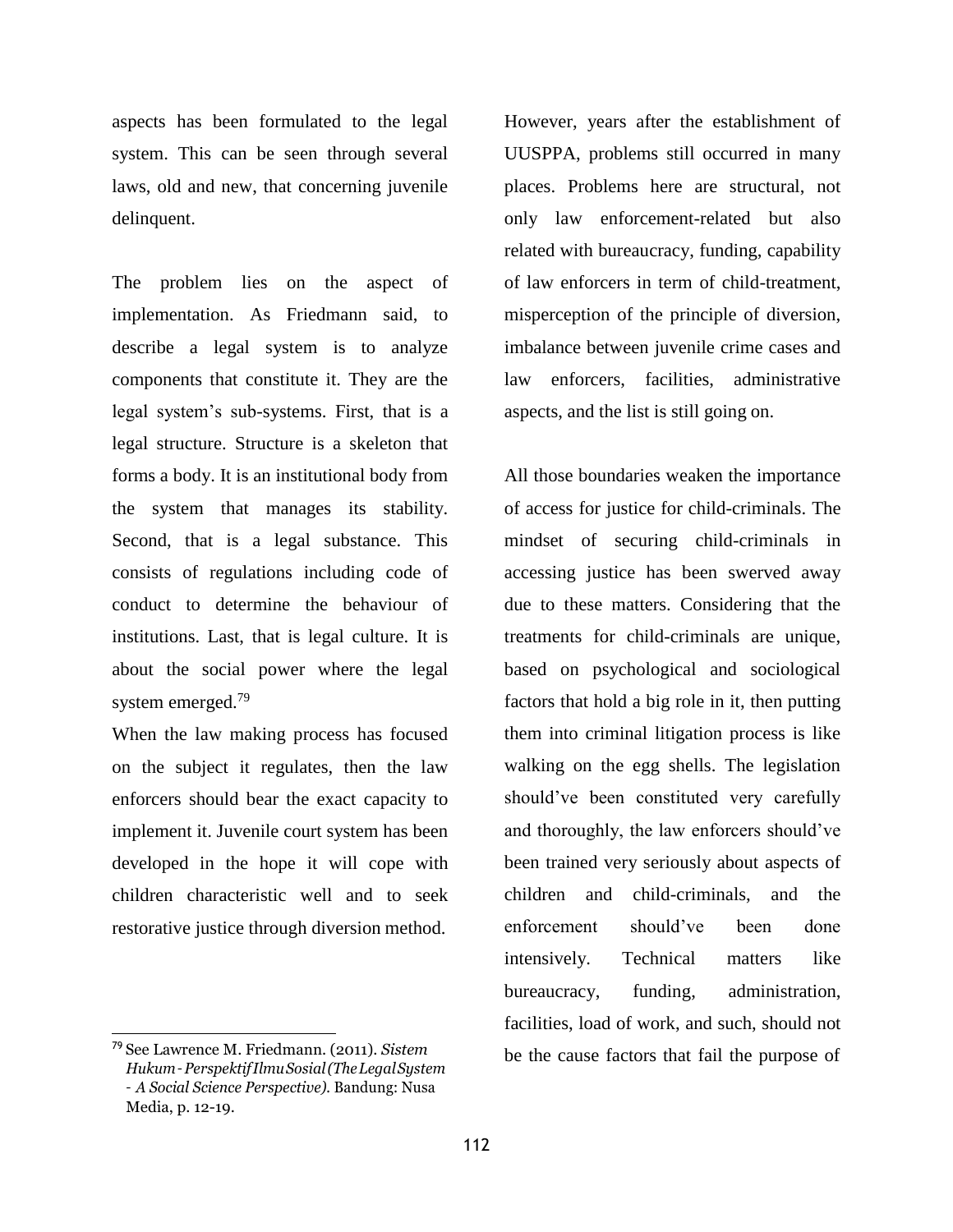aspects has been formulated to the legal system. This can be seen through several laws, old and new, that concerning juvenile delinquent.

The problem lies on the aspect of implementation. As Friedmann said, to describe a legal system is to analyze components that constitute it. They are the legal system's sub-systems. First, that is a legal structure. Structure is a skeleton that forms a body. It is an institutional body from the system that manages its stability. Second, that is a legal substance. This consists of regulations including code of conduct to determine the behaviour of institutions. Last, that is legal culture. It is about the social power where the legal system emerged.[79]

When the law making process has focused on the subject it regulates, then the law enforcers should bear the exact capacity to implement it. Juvenile court system has been developed in the hope it will cope with children characteristic well and to seek restorative justice through diversion method.

However, years after the establishment of UUSPPA, problems still occurred in many places. Problems here are structural, not only law enforcement-related but also related with bureaucracy, funding, capability of law enforcers in term of child-treatment, misperception of the principle of diversion, imbalance between juvenile crime cases and law enforcers, facilities, administrative aspects, and the list is still going on.

All those boundaries weaken the importance of access for justice for child-criminals. The mindset of securing child-criminals in accessing justice has been swerved away due to these matters. Considering that the treatments for child-criminals are unique, based on psychological and sociological factors that hold a big role in it, then putting them into criminal litigation process is like walking on the egg shells. The legislation should've been constituted very carefully and thoroughly, the law enforcers should've been trained very seriously about aspects of children and child-criminals, and the enforcement should've been done intensively. Technical matters like bureaucracy, funding, administration, facilities, load of work, and such, should not be the cause factors that fail the purpose of

---

[79] See Lawrence M. Friedmann. (2011). *Sistem Hukum - Perspektif Ilmu Sosial (The Legal System - A Social Science Perspective)*. Bandung: Nusa Media, p. 12-19.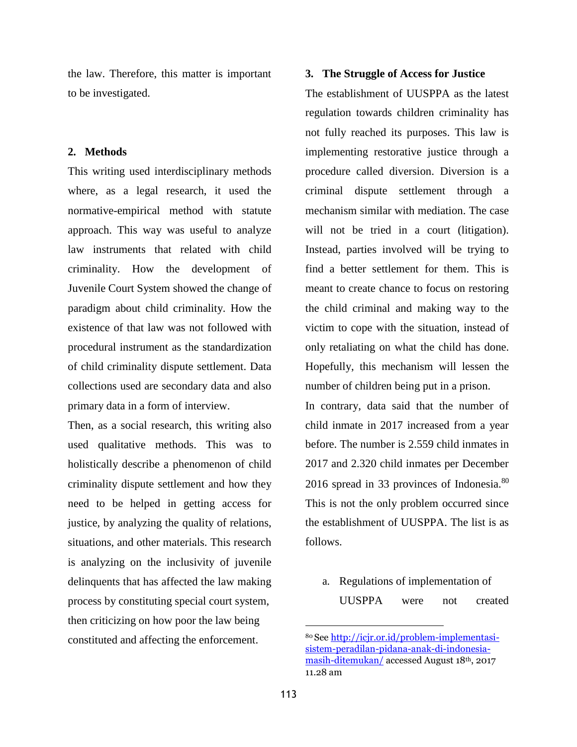the law. Therefore, this matter is important to be investigated.

## 2. Methods

This writing used interdisciplinary methods where, as a legal research, it used the normative-empirical method with statute approach. This way was useful to analyze law instruments that related with child criminality. How the development of Juvenile Court System showed the change of paradigm about child criminality. How the existence of that law was not followed with procedural instrument as the standardization of child criminality dispute settlement. Data collections used are secondary data and also primary data in a form of interview.

Then, as a social research, this writing also used qualitative methods. This was to holistically describe a phenomenon of child criminality dispute settlement and how they need to be helped in getting access for justice, by analyzing the quality of relations, situations, and other materials. This research is analyzing on the inclusivity of juvenile delinquents that has affected the law making process by constituting special court system, then criticizing on how poor the law being constituted and affecting the enforcement.

## 3. The Struggle of Access for Justice

The establishment of UUSPPA as the latest regulation towards children criminality has not fully reached its purposes. This law is implementing restorative justice through a procedure called diversion. Diversion is a criminal dispute settlement through a mechanism similar with mediation. The case will not be tried in a court (litigation). Instead, parties involved will be trying to find a better settlement for them. This is meant to create chance to focus on restoring the child criminal and making way to the victim to cope with the situation, instead of only retaliating on what the child has done. Hopefully, this mechanism will lessen the number of children being put in a prison.

In contrary, data said that the number of child inmate in 2017 increased from a year before. The number is 2.559 child inmates in 2017 and 2.320 child inmates per December 2016 spread in 33 provinces of Indonesia.[80] This is not the only problem occurred since the establishment of UUSPPA. The list is as follows.

a. Regulations of implementation of UUSPPA were not created

[80] See http://icjr.or.id/problem-implementasi-sistem-peradilan-pidana-anak-di-indonesia-masih-ditemukan/ accessed August 18th, 2017 11.28 am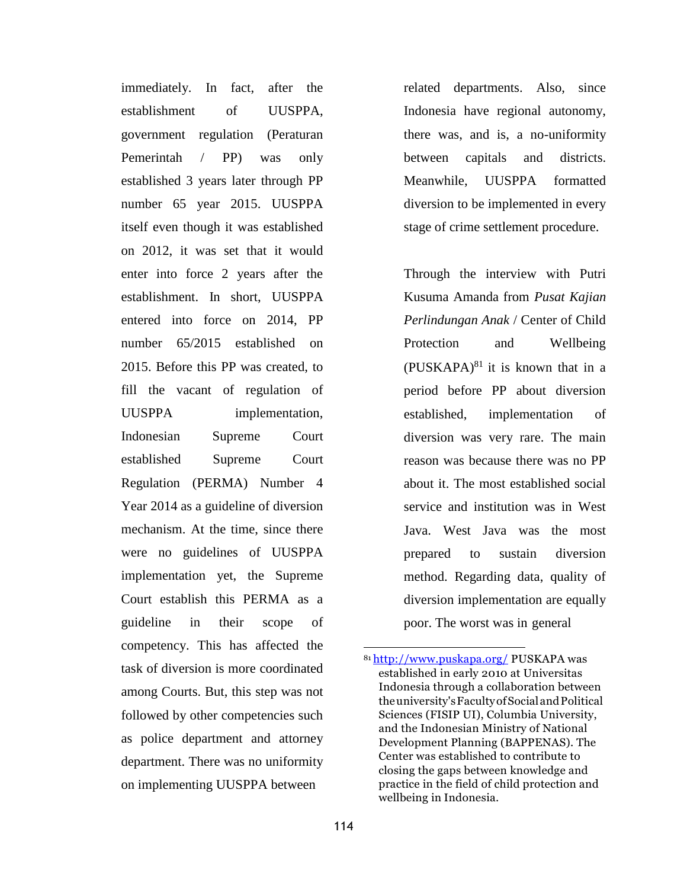immediately. In fact, after the establishment of UUSPPA, government regulation (Peraturan Pemerintah / PP) was only established 3 years later through PP number 65 year 2015. UUSPPA itself even though it was established on 2012, it was set that it would enter into force 2 years after the establishment. In short, UUSPPA entered into force on 2014, PP number 65/2015 established on 2015. Before this PP was created, to fill the vacant of regulation of UUSPPA implementation, Indonesian Supreme Court established Supreme Court Regulation (PERMA) Number 4 Year 2014 as a guideline of diversion mechanism. At the time, since there were no guidelines of UUSPPA implementation yet, the Supreme Court establish this PERMA as a guideline in their scope of competency. This has affected the task of diversion is more coordinated among Courts. But, this step was not followed by other competencies such as police department and attorney department. There was no uniformity on implementing UUSPPA between related departments. Also, since Indonesia have regional autonomy, there was, and is, a no-uniformity between capitals and districts. Meanwhile, UUSPPA formatted diversion to be implemented in every stage of crime settlement procedure.

Through the interview with Putri Kusuma Amanda from *Pusat Kajian Perlindungan Anak* / Center of Child Protection and Wellbeing (PUSKAPA)[81] it is known that in a period before PP about diversion established, implementation of diversion was very rare. The main reason was because there was no PP about it. The most established social service and institution was in West Java. West Java was the most prepared to sustain diversion method. Regarding data, quality of diversion implementation are equally poor. The worst was in general

---

[81] http://www.puskapa.org/ PUSKAPA was established in early 2010 at Universitas Indonesia through a collaboration between the university's Faculty of Social and Political Sciences (FISIP UI), Columbia University, and the Indonesian Ministry of National Development Planning (BAPPENAS). The Center was established to contribute to closing the gaps between knowledge and practice in the field of child protection and wellbeing in Indonesia.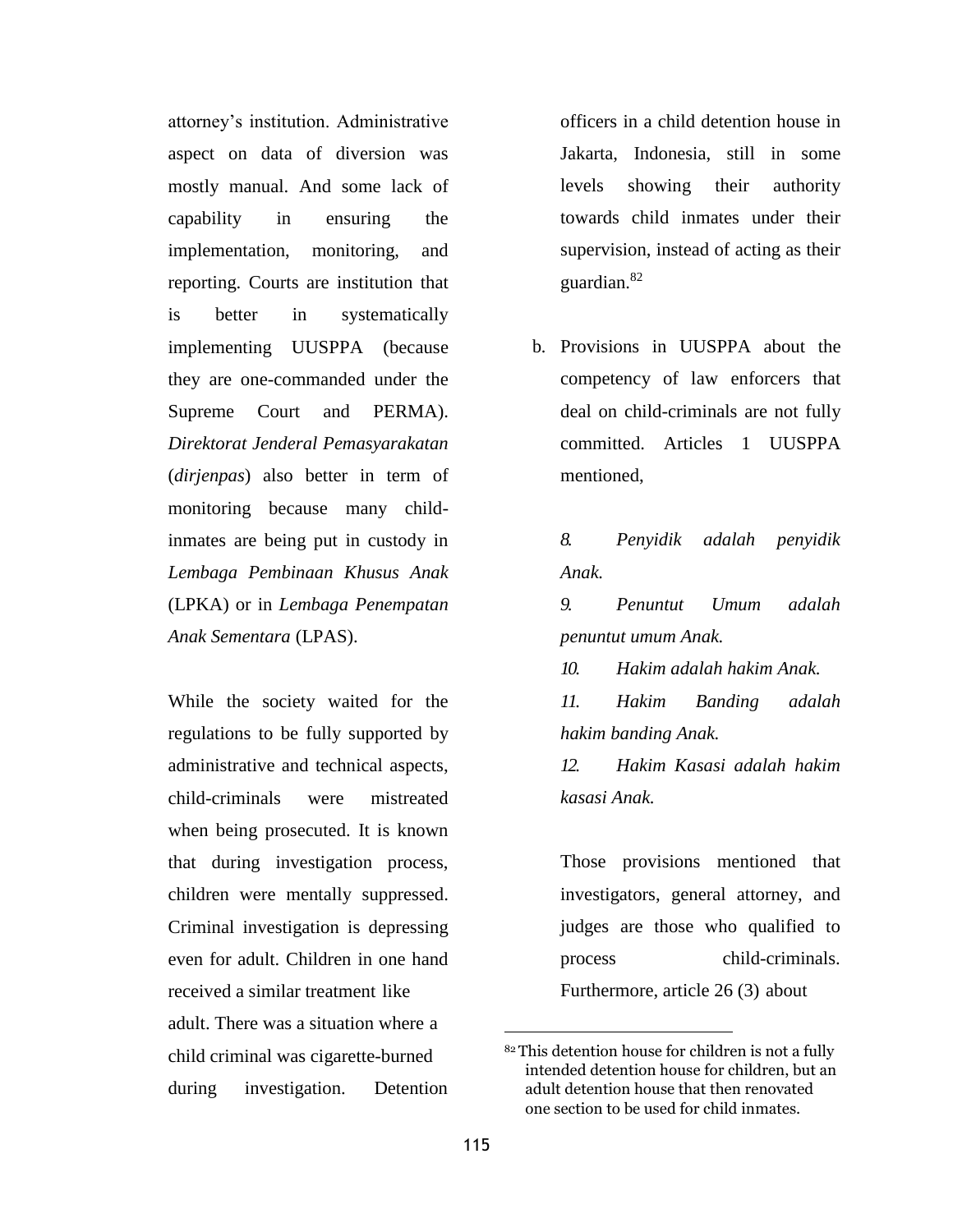attorney's institution. Administrative aspect on data of diversion was mostly manual. And some lack of capability in ensuring the implementation, monitoring, and reporting. Courts are institution that is better in systematically implementing UUSPPA (because they are one-commanded under the Supreme Court and PERMA). *Direktorat Jenderal Pemasyarakatan* (*dirjenpas*) also better in term of monitoring because many child-inmates are being put in custody in *Lembaga Pembinaan Khusus Anak* (LPKA) or in *Lembaga Penempatan Anak Sementara* (LPAS).

While the society waited for the regulations to be fully supported by administrative and technical aspects, child-criminals were mistreated when being prosecuted. It is known that during investigation process, children were mentally suppressed. Criminal investigation is depressing even for adult. Children in one hand received a similar treatment like adult. There was a situation where a child criminal was cigarette-burned during investigation. Detention officers in a child detention house in Jakarta, Indonesia, still in some levels showing their authority towards child inmates under their supervision, instead of acting as their guardian.[82]

b. Provisions in UUSPPA about the competency of law enforcers that deal on child-criminals are not fully committed. Articles 1 UUSPPA mentioned,

   *8. Penyidik adalah penyidik Anak.*
   
   *9. Penuntut Umum adalah penuntut umum Anak.*
   
   *10. Hakim adalah hakim Anak.*
   
   *11. Hakim Banding adalah hakim banding Anak.*
   
   *12. Hakim Kasasi adalah hakim kasasi Anak.*

   Those provisions mentioned that investigators, general attorney, and judges are those who qualified to process child-criminals. Furthermore, article 26 (3) about

[82] This detention house for children is not a fully intended detention house for children, but an adult detention house that then renovated one section to be used for child inmates.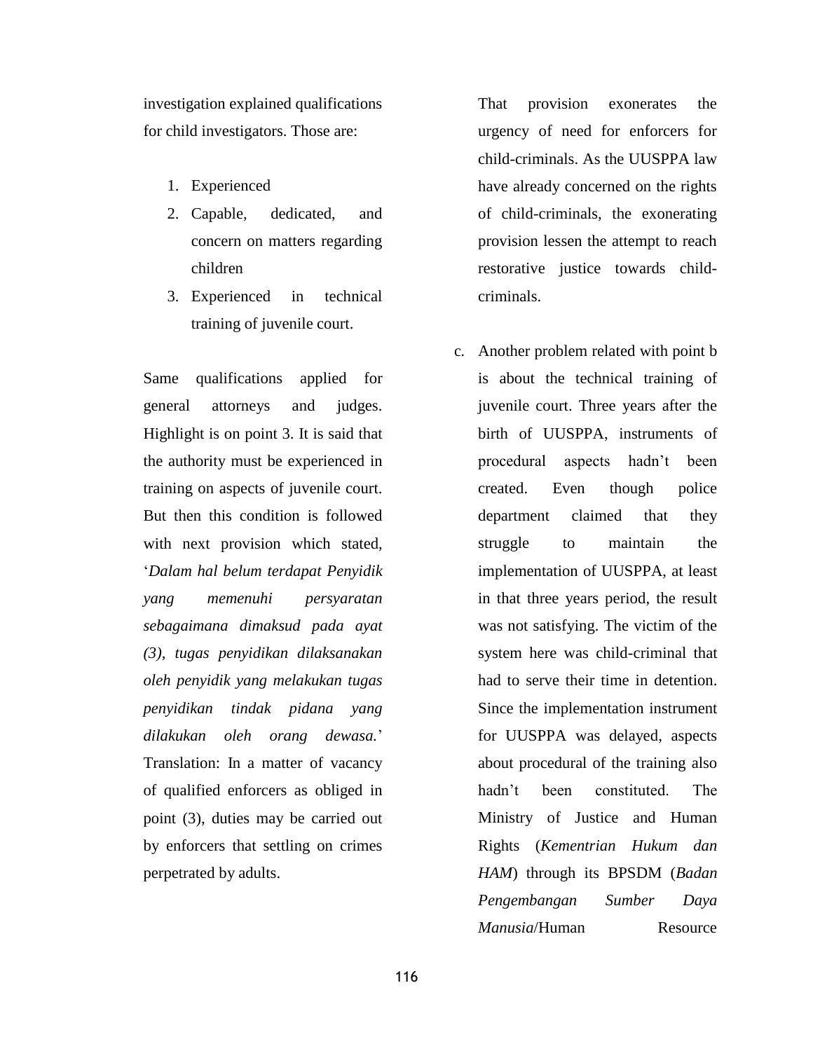investigation explained qualifications for child investigators. Those are:

1. Experienced
2. Capable, dedicated, and concern on matters regarding children
3. Experienced in technical training of juvenile court.

Same qualifications applied for general attorneys and judges. Highlight is on point 3. It is said that the authority must be experienced in training on aspects of juvenile court. But then this condition is followed with next provision which stated, '*Dalam hal belum terdapat Penyidik yang memenuhi persyaratan sebagaimana dimaksud pada ayat (3), tugas penyidikan dilaksanakan oleh penyidik yang melakukan tugas penyidikan tindak pidana yang dilakukan oleh orang dewasa.*' Translation: In a matter of vacancy of qualified enforcers as obliged in point (3), duties may be carried out by enforcers that settling on crimes perpetrated by adults.

That provision exonerates the urgency of need for enforcers for child-criminals. As the UUSPPA law have already concerned on the rights of child-criminals, the exonerating provision lessen the attempt to reach restorative justice towards child-criminals.

c. Another problem related with point b is about the technical training of juvenile court. Three years after the birth of UUSPPA, instruments of procedural aspects hadn't been created. Even though police department claimed that they struggle to maintain the implementation of UUSPPA, at least in that three years period, the result was not satisfying. The victim of the system here was child-criminal that had to serve their time in detention. Since the implementation instrument for UUSPPA was delayed, aspects about procedural of the training also hadn't been constituted. The Ministry of Justice and Human Rights (*Kementrian Hukum dan HAM*) through its BPSDM (*Badan Pengembangan Sumber Daya Manusia*/Human Resource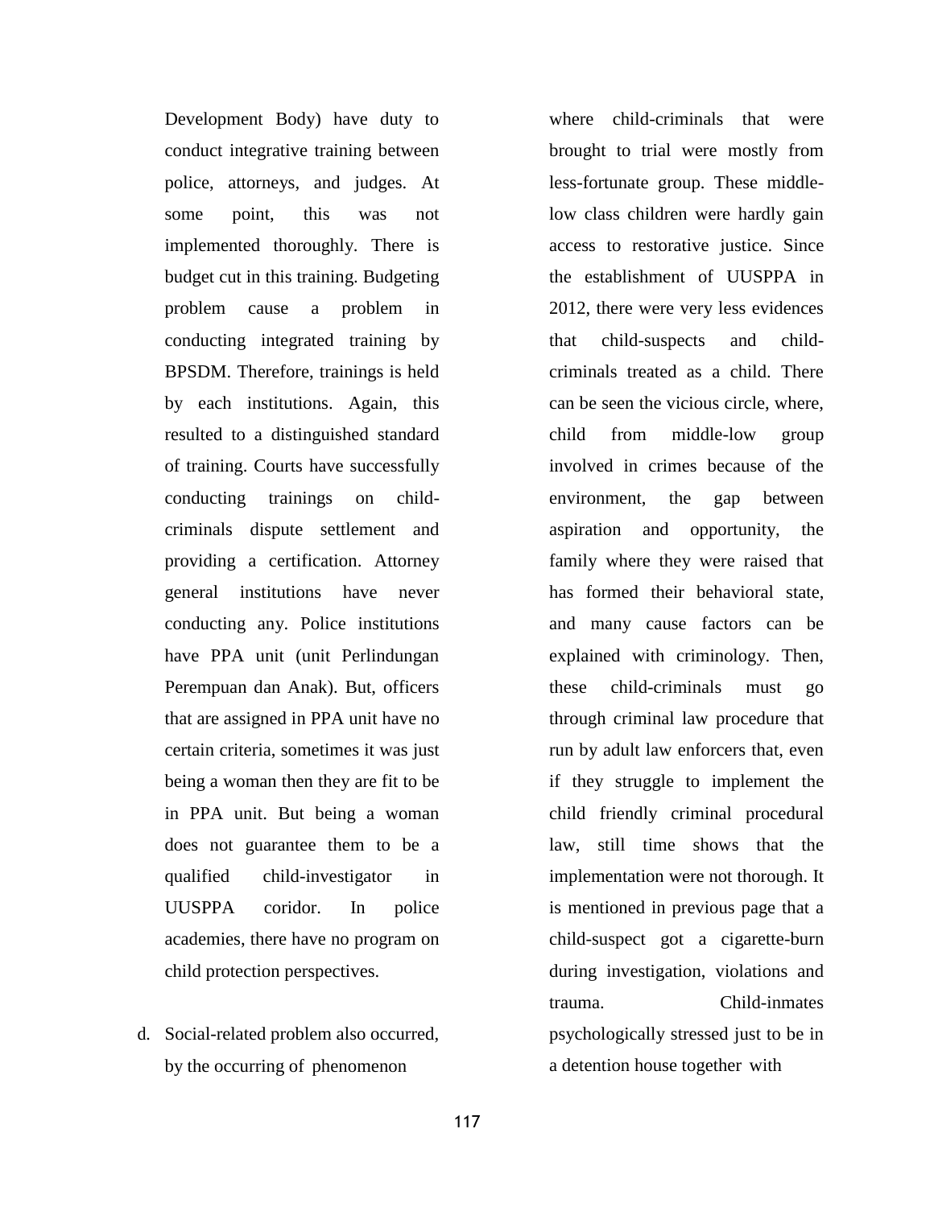Development Body) have duty to conduct integrative training between police, attorneys, and judges. At some point, this was not implemented thoroughly. There is budget cut in this training. Budgeting problem cause a problem in conducting integrated training by BPSDM. Therefore, trainings is held by each institutions. Again, this resulted to a distinguished standard of training. Courts have successfully conducting trainings on child-criminals dispute settlement and providing a certification. Attorney general institutions have never conducting any. Police institutions have PPA unit (unit Perlindungan Perempuan dan Anak). But, officers that are assigned in PPA unit have no certain criteria, sometimes it was just being a woman then they are fit to be in PPA unit. But being a woman does not guarantee them to be a qualified child-investigator in UUSPPA coridor. In police academies, there have no program on child protection perspectives.

d. Social-related problem also occurred, by the occurring of phenomenon where child-criminals that were brought to trial were mostly from less-fortunate group. These middle-low class children were hardly gain access to restorative justice. Since the establishment of UUSPPA in 2012, there were very less evidences that child-suspects and child-criminals treated as a child. There can be seen the vicious circle, where, child from middle-low group involved in crimes because of the environment, the gap between aspiration and opportunity, the family where they were raised that has formed their behavioral state, and many cause factors can be explained with criminology. Then, these child-criminals must go through criminal law procedure that run by adult law enforcers that, even if they struggle to implement the child friendly criminal procedural law, still time shows that the implementation were not thorough. It is mentioned in previous page that a child-suspect got a cigarette-burn during investigation, violations and trauma. Child-inmates psychologically stressed just to be in a detention house together with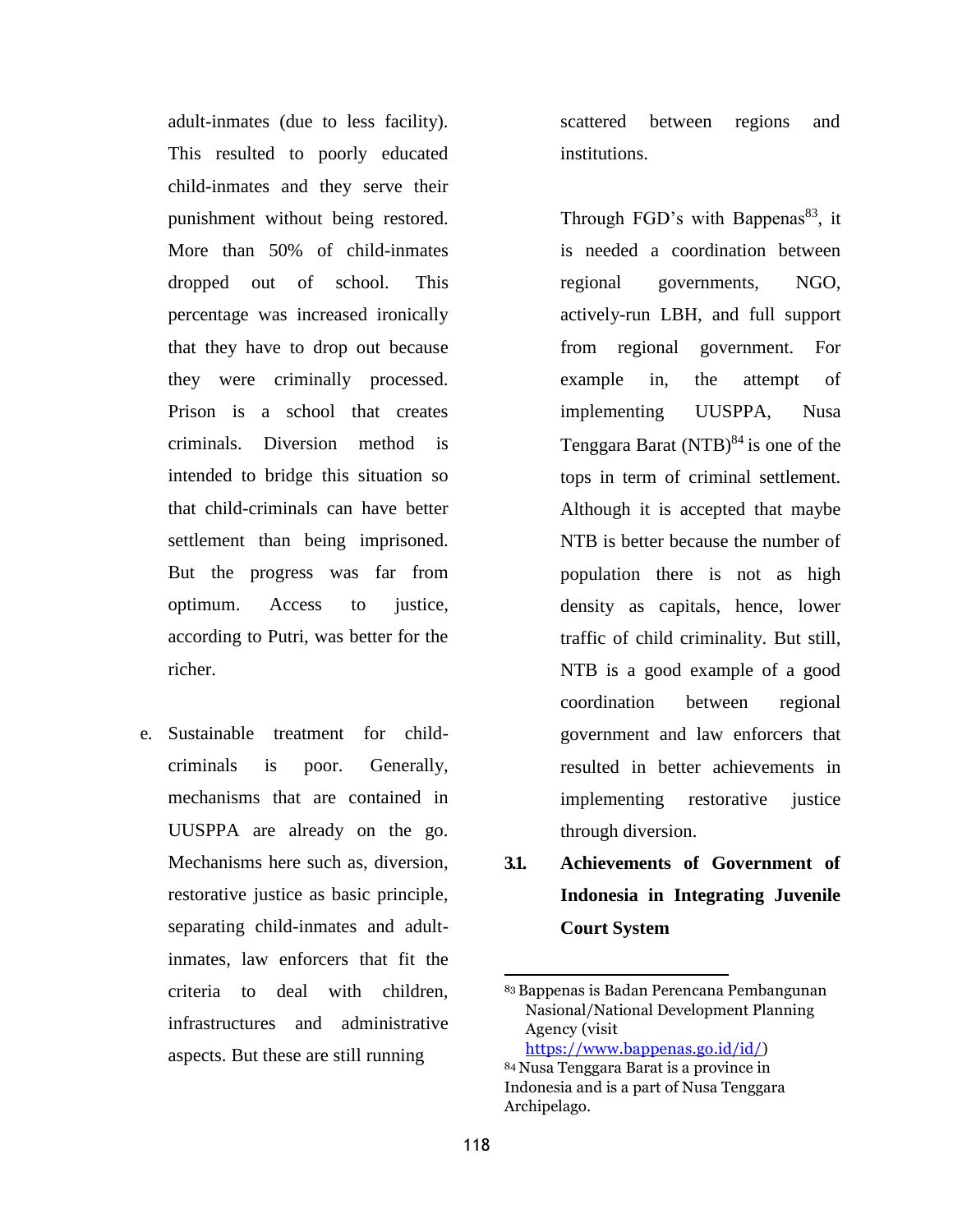adult-inmates (due to less facility). This resulted to poorly educated child-inmates and they serve their punishment without being restored. More than 50% of child-inmates dropped out of school. This percentage was increased ironically that they have to drop out because they were criminally processed. Prison is a school that creates criminals. Diversion method is intended to bridge this situation so that child-criminals can have better settlement than being imprisoned. But the progress was far from optimum. Access to justice, according to Putri, was better for the richer.

e. Sustainable treatment for child-criminals is poor. Generally, mechanisms that are contained in UUSPPA are already on the go. Mechanisms here such as, diversion, restorative justice as basic principle, separating child-inmates and adult-inmates, law enforcers that fit the criteria to deal with children, infrastructures and administrative aspects. But these are still running scattered between regions and institutions.

Through FGD's with Bappenas[83], it is needed a coordination between regional governments, NGO, actively-run LBH, and full support from regional government. For example in, the attempt of implementing UUSPPA, Nusa Tenggara Barat (NTB)[84] is one of the tops in term of criminal settlement. Although it is accepted that maybe NTB is better because the number of population there is not as high density as capitals, hence, lower traffic of child criminality. But still, NTB is a good example of a good coordination between regional government and law enforcers that resulted in better achievements in implementing restorative justice through diversion.

## 3.1. Achievements of Government of Indonesia in Integrating Juvenile Court System

---

[83] Bappenas is Badan Perencana Pembangunan Nasional/National Development Planning Agency (visit https://www.bappenas.go.id/id/)

[84] Nusa Tenggara Barat is a province in Indonesia and is a part of Nusa Tenggara Archipelago.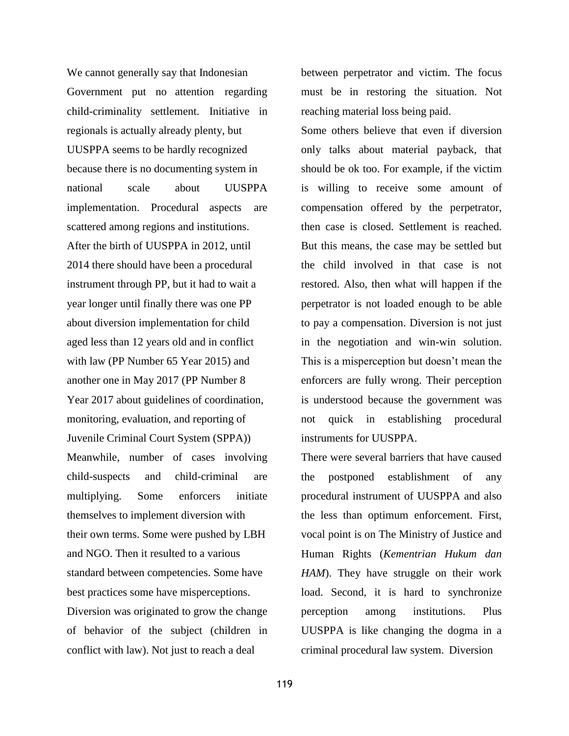We cannot generally say that Indonesian Government put no attention regarding child-criminality settlement. Initiative in regionals is actually already plenty, but UUSPPA seems to be hardly recognized because there is no documenting system in national scale about UUSPPA implementation. Procedural aspects are scattered among regions and institutions. After the birth of UUSPPA in 2012, until 2014 there should have been a procedural instrument through PP, but it had to wait a year longer until finally there was one PP about diversion implementation for child aged less than 12 years old and in conflict with law (PP Number 65 Year 2015) and another one in May 2017 (PP Number 8 Year 2017 about guidelines of coordination, monitoring, evaluation, and reporting of Juvenile Criminal Court System (SPPA)) Meanwhile, number of cases involving child-suspects and child-criminal are multiplying. Some enforcers initiate themselves to implement diversion with their own terms. Some were pushed by LBH and NGO. Then it resulted to a various standard between competencies. Some have best practices some have misperceptions. Diversion was originated to grow the change of behavior of the subject (children in conflict with law). Not just to reach a deal between perpetrator and victim. The focus must be in restoring the situation. Not reaching material loss being paid.

Some others believe that even if diversion only talks about material payback, that should be ok too. For example, if the victim is willing to receive some amount of compensation offered by the perpetrator, then case is closed. Settlement is reached. But this means, the case may be settled but the child involved in that case is not restored. Also, then what will happen if the perpetrator is not loaded enough to be able to pay a compensation. Diversion is not just in the negotiation and win-win solution. This is a misperception but doesn't mean the enforcers are fully wrong. Their perception is understood because the government was not quick in establishing procedural instruments for UUSPPA.

There were several barriers that have caused the postponed establishment of any procedural instrument of UUSPPA and also the less than optimum enforcement. First, vocal point is on The Ministry of Justice and Human Rights (*Kementrian Hukum dan HAM*). They have struggle on their work load. Second, it is hard to synchronize perception among institutions. Plus UUSPPA is like changing the dogma in a criminal procedural law system. Diversion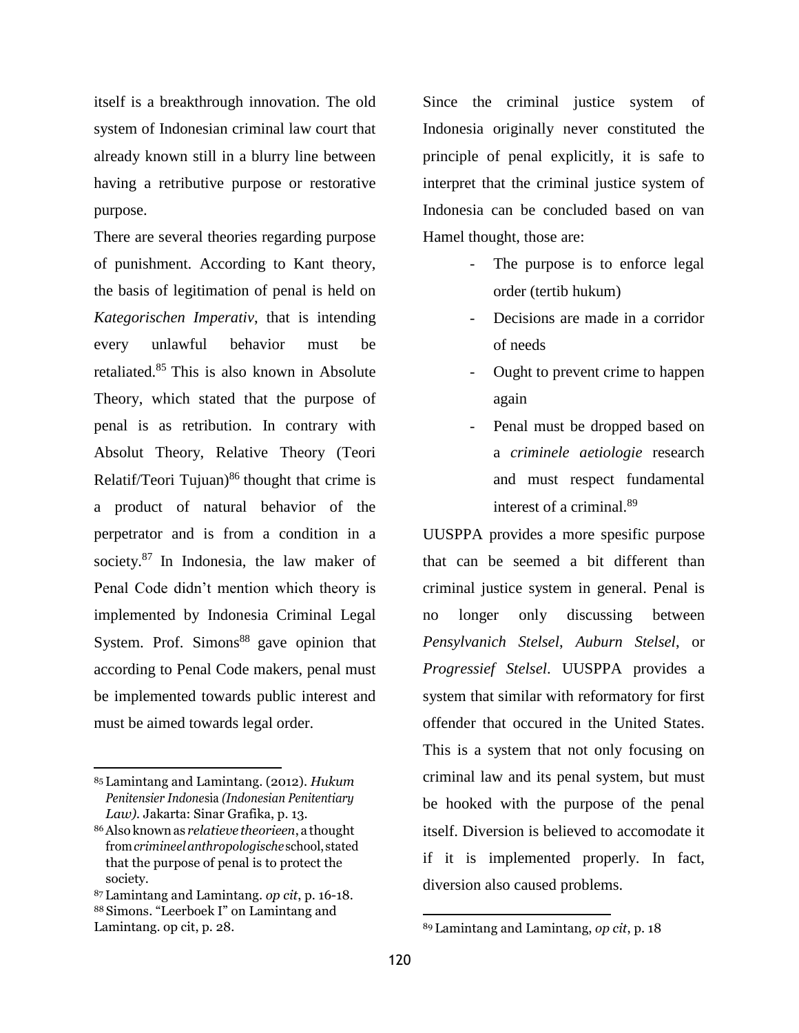itself is a breakthrough innovation. The old system of Indonesian criminal law court that already known still in a blurry line between having a retributive purpose or restorative purpose.

There are several theories regarding purpose of punishment. According to Kant theory, the basis of legitimation of penal is held on *Kategorischen Imperativ*, that is intending every unlawful behavior must be retaliated.[85] This is also known in Absolute Theory, which stated that the purpose of penal is as retribution. In contrary with Absolut Theory, Relative Theory (Teori Relatif/Teori Tujuan)[86] thought that crime is a product of natural behavior of the perpetrator and is from a condition in a society.[87] In Indonesia, the law maker of Penal Code didn't mention which theory is implemented by Indonesia Criminal Legal System. Prof. Simons[88] gave opinion that according to Penal Code makers, penal must be implemented towards public interest and must be aimed towards legal order.

Since the criminal justice system of Indonesia originally never constituted the principle of penal explicitly, it is safe to interpret that the criminal justice system of Indonesia can be concluded based on van Hamel thought, those are:

- The purpose is to enforce legal order (tertib hukum)
- Decisions are made in a corridor of needs
- Ought to prevent crime to happen again
- Penal must be dropped based on a *criminele aetiologie* research and must respect fundamental interest of a criminal.[89]

UUSPPA provides a more spesific purpose that can be seemed a bit different than criminal justice system in general. Penal is no longer only discussing between *Pensylvanich Stelsel*, *Auburn Stelsel*, or *Progressief Stelsel*. UUSPPA provides a system that similar with reformatory for first offender that occured in the United States. This is a system that not only focusing on criminal law and its penal system, but must be hooked with the purpose of the penal itself. Diversion is believed to accomodate it if it is implemented properly. In fact, diversion also caused problems.

---

[85] Lamintang and Lamintang. (2012). *Hukum Penitensier Indonesia (Indonesian Penitentiary Law).* Jakarta: Sinar Grafika, p. 13.

[86] Also known as *relatieve theorieen*, a thought from *crimineel anthropologische* school, stated that the purpose of penal is to protect the society.

[87] Lamintang and Lamintang. *op cit*, p. 16-18.

[88] Simons. "Leerboek I" on Lamintang and Lamintang. op cit, p. 28.

[89] Lamintang and Lamintang, *op cit*, p. 18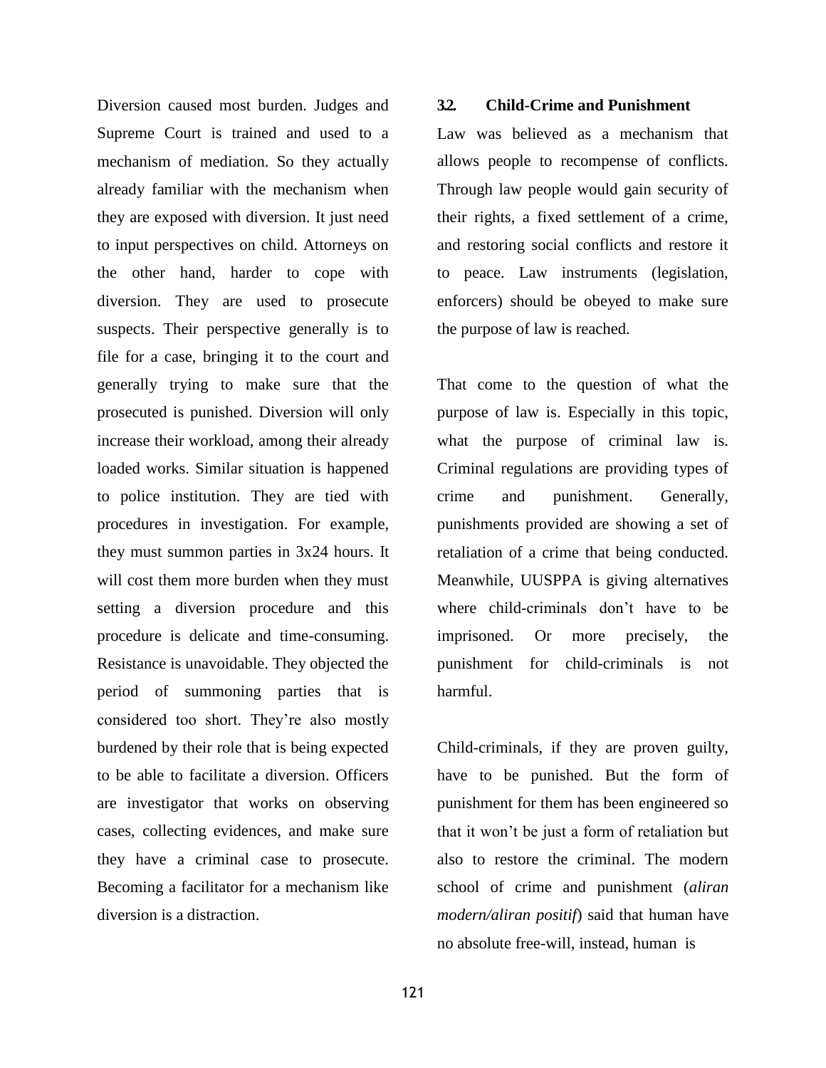Diversion caused most burden. Judges and Supreme Court is trained and used to a mechanism of mediation. So they actually already familiar with the mechanism when they are exposed with diversion. It just need to input perspectives on child. Attorneys on the other hand, harder to cope with diversion. They are used to prosecute suspects. Their perspective generally is to file for a case, bringing it to the court and generally trying to make sure that the prosecuted is punished. Diversion will only increase their workload, among their already loaded works. Similar situation is happened to police institution. They are tied with procedures in investigation. For example, they must summon parties in 3x24 hours. It will cost them more burden when they must setting a diversion procedure and this procedure is delicate and time-consuming. Resistance is unavoidable. They objected the period of summoning parties that is considered too short. They're also mostly burdened by their role that is being expected to be able to facilitate a diversion. Officers are investigator that works on observing cases, collecting evidences, and make sure they have a criminal case to prosecute. Becoming a facilitator for a mechanism like diversion is a distraction.

### 3.2. Child-Crime and Punishment

Law was believed as a mechanism that allows people to recompense of conflicts. Through law people would gain security of their rights, a fixed settlement of a crime, and restoring social conflicts and restore it to peace. Law instruments (legislation, enforcers) should be obeyed to make sure the purpose of law is reached.

That come to the question of what the purpose of law is. Especially in this topic, what the purpose of criminal law is. Criminal regulations are providing types of crime and punishment. Generally, punishments provided are showing a set of retaliation of a crime that being conducted. Meanwhile, UUSPPA is giving alternatives where child-criminals don't have to be imprisoned. Or more precisely, the punishment for child-criminals is not harmful.

Child-criminals, if they are proven guilty, have to be punished. But the form of punishment for them has been engineered so that it won't be just a form of retaliation but also to restore the criminal. The modern school of crime and punishment (*aliran modern/aliran positif*) said that human have no absolute free-will, instead, human is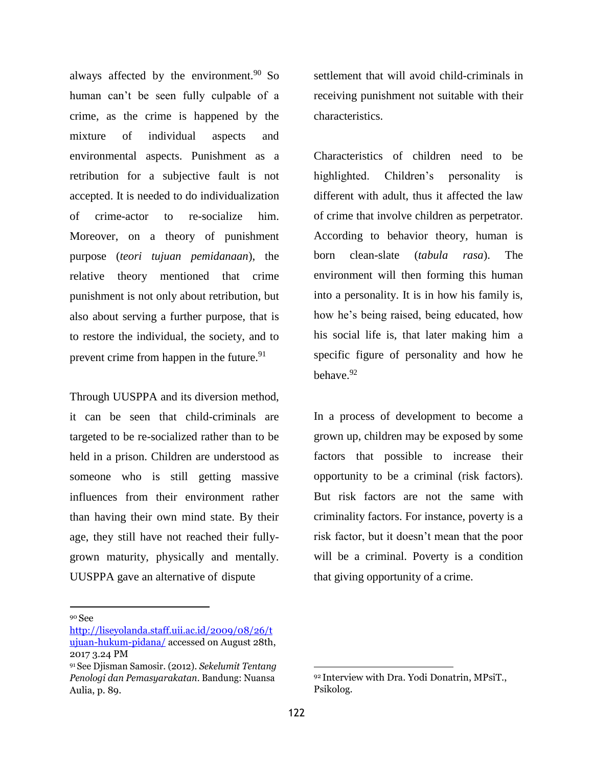always affected by the environment.[90] So human can't be seen fully culpable of a crime, as the crime is happened by the mixture of individual aspects and environmental aspects. Punishment as a retribution for a subjective fault is not accepted. It is needed to do individualization of crime-actor to re-socialize him. Moreover, on a theory of punishment purpose (*teori tujuan pemidanaan*), the relative theory mentioned that crime punishment is not only about retribution, but also about serving a further purpose, that is to restore the individual, the society, and to prevent crime from happen in the future.[91]

Through UUSPPA and its diversion method, it can be seen that child-criminals are targeted to be re-socialized rather than to be held in a prison. Children are understood as someone who is still getting massive influences from their environment rather than having their own mind state. By their age, they still have not reached their fully-grown maturity, physically and mentally. UUSPPA gave an alternative of dispute settlement that will avoid child-criminals in receiving punishment not suitable with their characteristics.

Characteristics of children need to be highlighted. Children's personality is different with adult, thus it affected the law of crime that involve children as perpetrator. According to behavior theory, human is born clean-slate (*tabula rasa*). The environment will then forming this human into a personality. It is in how his family is, how he's being raised, being educated, how his social life is, that later making him a specific figure of personality and how he behave.[92]

In a process of development to become a grown up, children may be exposed by some factors that possible to increase their opportunity to be a criminal (risk factors). But risk factors are not the same with criminality factors. For instance, poverty is a risk factor, but it doesn't mean that the poor will be a criminal. Poverty is a condition that giving opportunity of a crime.

---

[90] See http://liseyolanda.staff.uii.ac.id/2009/08/26/tujuan-hukum-pidana/ accessed on August 28th, 2017 3.24 PM

[91] See Djisman Samosir. (2012). *Sekelumit Tentang Penologi dan Pemasyarakatan*. Bandung: Nuansa Aulia, p. 89.

[92] Interview with Dra. Yodi Donatrin, MPsiT., Psikolog.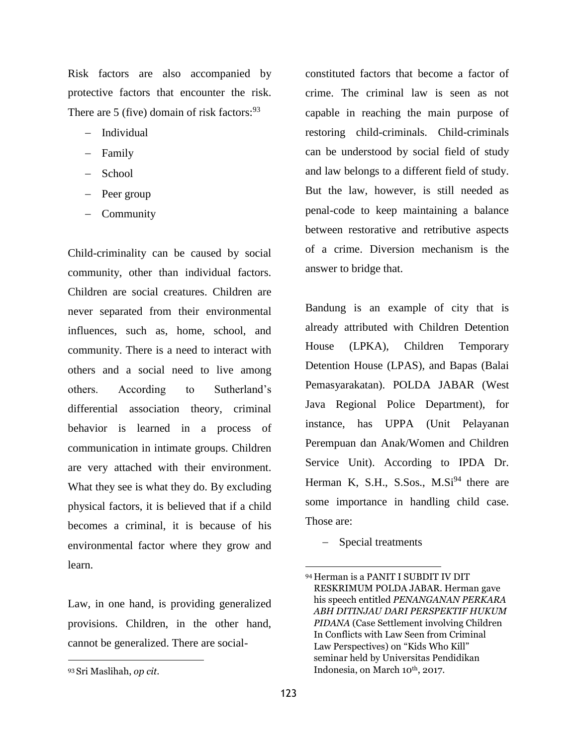Risk factors are also accompanied by protective factors that encounter the risk. There are 5 (five) domain of risk factors:[93]

- Individual
- Family
- School
- Peer group
- Community

Child-criminality can be caused by social community, other than individual factors. Children are social creatures. Children are never separated from their environmental influences, such as, home, school, and community. There is a need to interact with others and a social need to live among others. According to Sutherland's differential association theory, criminal behavior is learned in a process of communication in intimate groups. Children are very attached with their environment. What they see is what they do. By excluding physical factors, it is believed that if a child becomes a criminal, it is because of his environmental factor where they grow and learn.

Law, in one hand, is providing generalized provisions. Children, in the other hand, cannot be generalized. There are social-constituted factors that become a factor of crime. The criminal law is seen as not capable in reaching the main purpose of restoring child-criminals. Child-criminals can be understood by social field of study and law belongs to a different field of study. But the law, however, is still needed as penal-code to keep maintaining a balance between restorative and retributive aspects of a crime. Diversion mechanism is the answer to bridge that.

Bandung is an example of city that is already attributed with Children Detention House (LPKA), Children Temporary Detention House (LPAS), and Bapas (Balai Pemasyarakatan). POLDA JABAR (West Java Regional Police Department), for instance, has UPPA (Unit Pelayanan Perempuan dan Anak/Women and Children Service Unit). According to IPDA Dr. Herman K, S.H., S.Sos., M.Si[94] there are some importance in handling child case. Those are:

- Special treatments

---

[93] Sri Maslihah, *op cit*.

[94] Herman is a PANIT I SUBDIT IV DIT RESKRIMUM POLDA JABAR. Herman gave his speech entitled *PENANGANAN PERKARA ABH DITINJAU DARI PERSPEKTIF HUKUM PIDANA* (Case Settlement involving Children In Conflicts with Law Seen from Criminal Law Perspectives) on "Kids Who Kill" seminar held by Universitas Pendidikan Indonesia, on March 10th, 2017.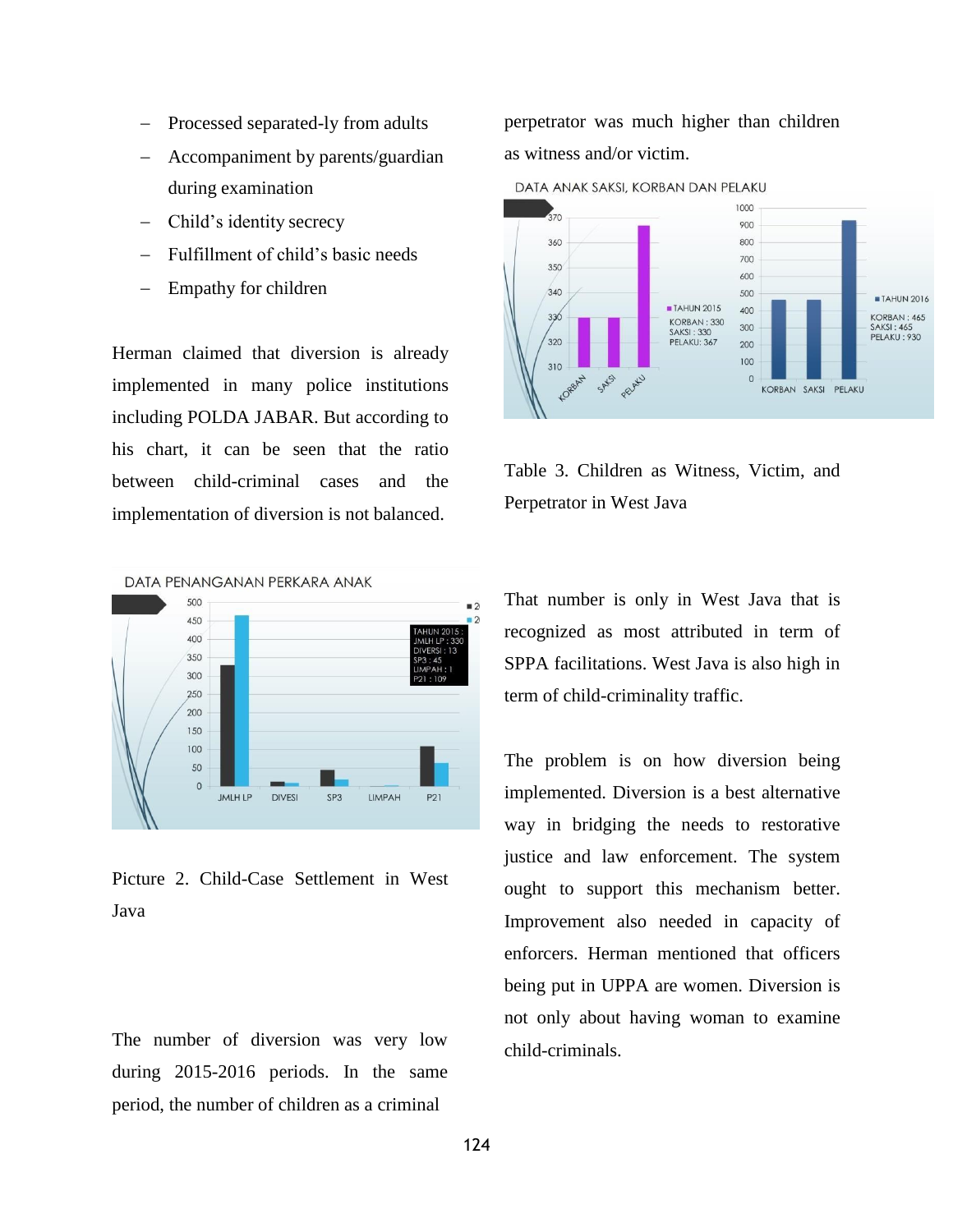- Processed separated-ly from adults
- Accompaniment by parents/guardian during examination
- Child's identity secrecy
- Fulfillment of child's basic needs
- Empathy for children

Herman claimed that diversion is already implemented in many police institutions including POLDA JABAR. But according to his chart, it can be seen that the ratio between child-criminal cases and the implementation of diversion is not balanced.

Picture 2. Child-Case Settlement in West Java

The number of diversion was very low during 2015-2016 periods. In the same period, the number of children as a criminal perpetrator was much higher than children as witness and/or victim.

Table 3. Children as Witness, Victim, and Perpetrator in West Java

That number is only in West Java that is recognized as most attributed in term of SPPA facilitations. West Java is also high in term of child-criminality traffic.

The problem is on how diversion being implemented. Diversion is a best alternative way in bridging the needs to restorative justice and law enforcement. The system ought to support this mechanism better. Improvement also needed in capacity of enforcers. Herman mentioned that officers being put in UPPA are women. Diversion is not only about having woman to examine child-criminals.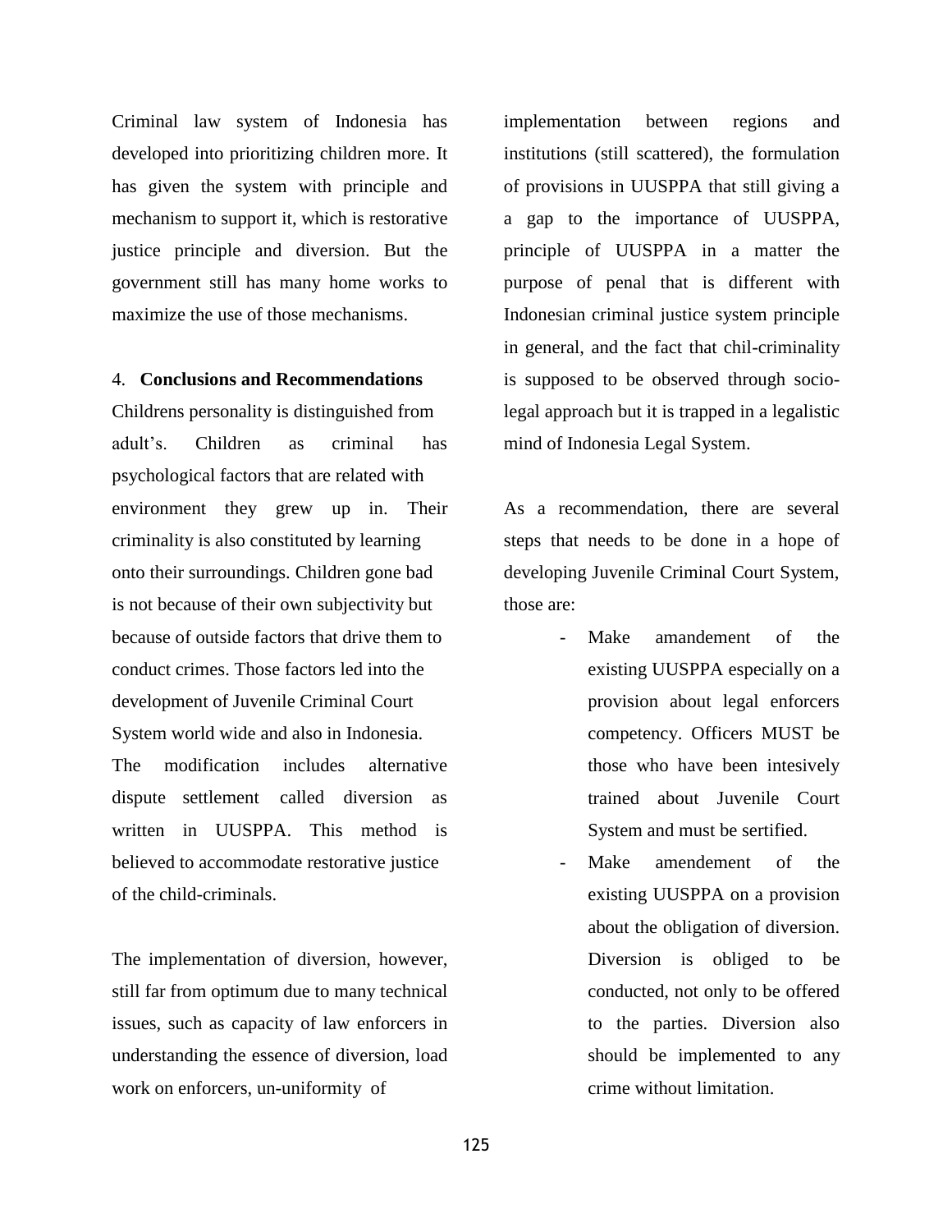Criminal law system of Indonesia has developed into prioritizing children more. It has given the system with principle and mechanism to support it, which is restorative justice principle and diversion. But the government still has many home works to maximize the use of those mechanisms.

## 4. **Conclusions and Recommendations**

Childrens personality is distinguished from adult's. Children as criminal has psychological factors that are related with environment they grew up in. Their criminality is also constituted by learning onto their surroundings. Children gone bad is not because of their own subjectivity but because of outside factors that drive them to conduct crimes. Those factors led into the development of Juvenile Criminal Court System world wide and also in Indonesia. The modification includes alternative dispute settlement called diversion as written in UUSPPA. This method is believed to accommodate restorative justice of the child-criminals.

The implementation of diversion, however, still far from optimum due to many technical issues, such as capacity of law enforcers in understanding the essence of diversion, load work on enforcers, un-uniformity of implementation between regions and institutions (still scattered), the formulation of provisions in UUSPPA that still giving a a gap to the importance of UUSPPA, principle of UUSPPA in a matter the purpose of penal that is different with Indonesian criminal justice system principle in general, and the fact that chil-criminality is supposed to be observed through socio-legal approach but it is trapped in a legalistic mind of Indonesia Legal System.

As a recommendation, there are several steps that needs to be done in a hope of developing Juvenile Criminal Court System, those are:

- Make amandement of the existing UUSPPA especially on a provision about legal enforcers competency. Officers MUST be those who have been intesively trained about Juvenile Court System and must be sertified.
- Make amendement of the existing UUSPPA on a provision about the obligation of diversion. Diversion is obliged to be conducted, not only to be offered to the parties. Diversion also should be implemented to any crime without limitation.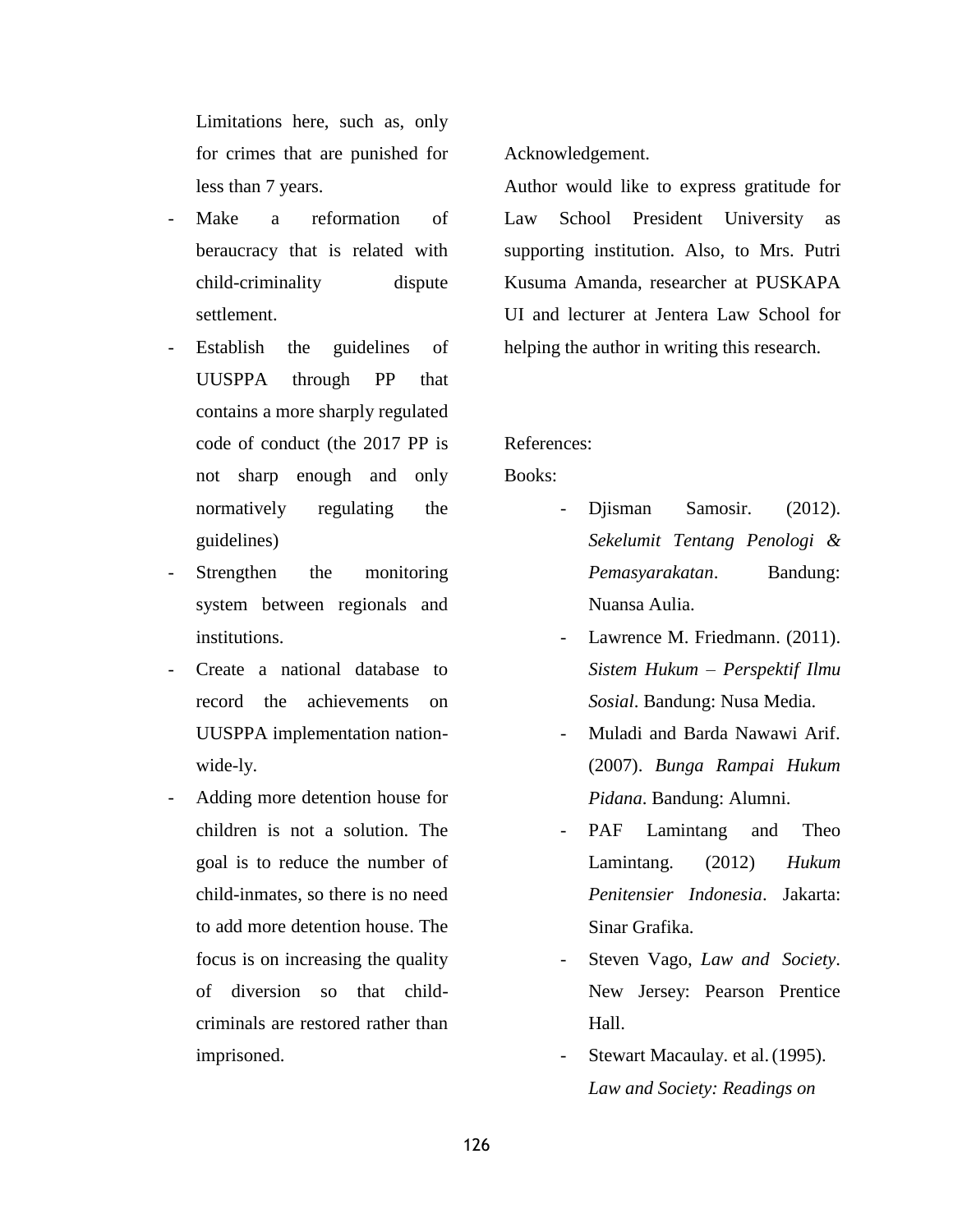Limitations here, such as, only for crimes that are punished for less than 7 years.

- Make a reformation of beraucracy that is related with child-criminality dispute settlement.
- Establish the guidelines of UUSPPA through PP that contains a more sharply regulated code of conduct (the 2017 PP is not sharp enough and only normatively regulating the guidelines)
- Strengthen the monitoring system between regionals and institutions.
- Create a national database to record the achievements on UUSPPA implementation nation-wide-ly.
- Adding more detention house for children is not a solution. The goal is to reduce the number of child-inmates, so there is no need to add more detention house. The focus is on increasing the quality of diversion so that child-criminals are restored rather than imprisoned.

Acknowledgement.

Author would like to express gratitude for Law School President University as supporting institution. Also, to Mrs. Putri Kusuma Amanda, researcher at PUSKAPA UI and lecturer at Jentera Law School for helping the author in writing this research.

References:

Books:

- Djisman Samosir. (2012). *Sekelumit Tentang Penologi & Pemasyarakatan*. Bandung: Nuansa Aulia.
- Lawrence M. Friedmann. (2011). *Sistem Hukum – Perspektif Ilmu Sosial*. Bandung: Nusa Media.
- Muladi and Barda Nawawi Arif. (2007). *Bunga Rampai Hukum Pidana*. Bandung: Alumni.
- PAF Lamintang and Theo Lamintang. (2012) *Hukum Penitensier Indonesia*. Jakarta: Sinar Grafika.
- Steven Vago, *Law and Society*. New Jersey: Pearson Prentice Hall.
- Stewart Macaulay. et al. (1995). *Law and Society: Readings on*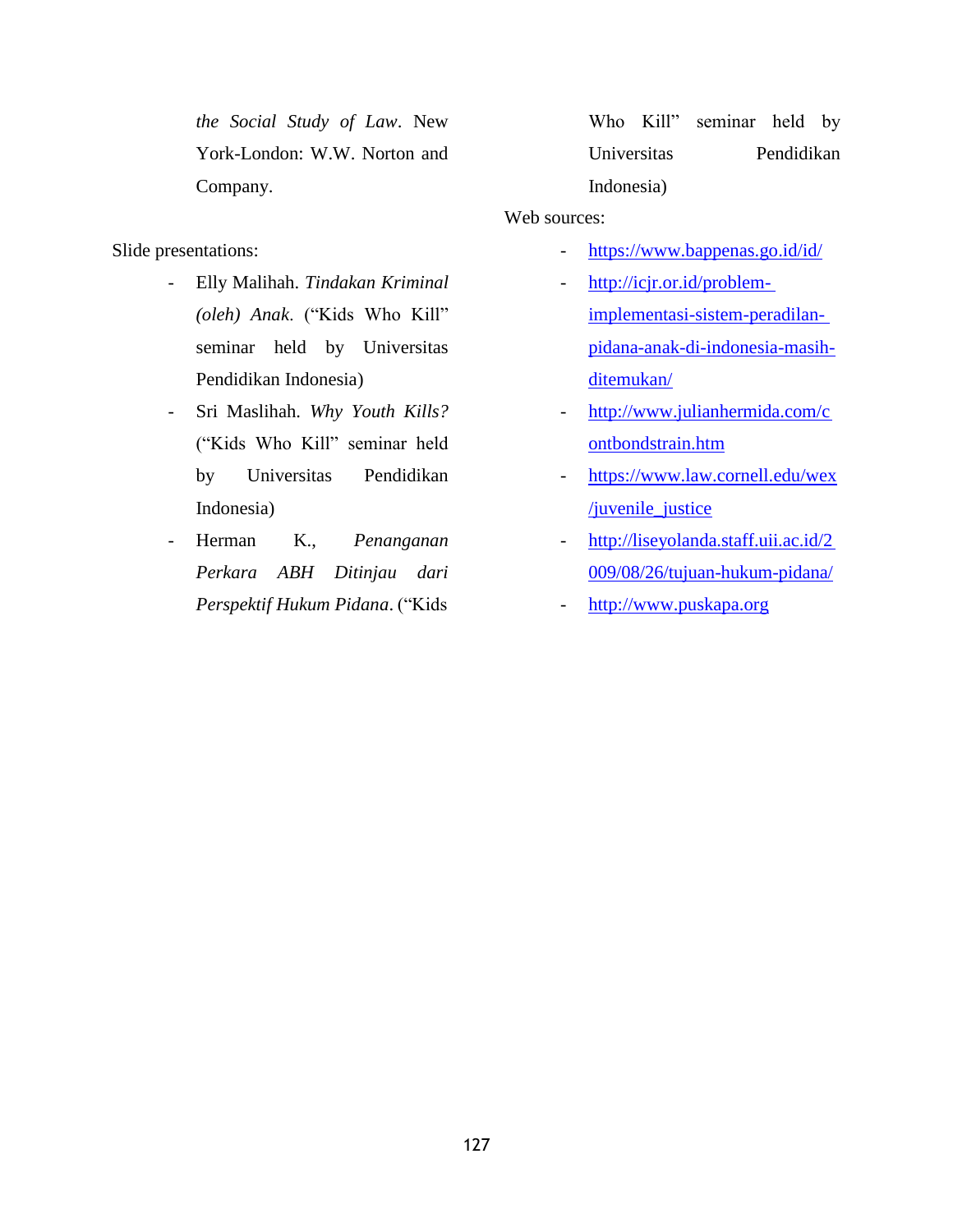*the Social Study of Law*. New York-London: W.W. Norton and Company.

Slide presentations:

- Elly Malihah. *Tindakan Kriminal (oleh) Anak*. ("Kids Who Kill" seminar held by Universitas Pendidikan Indonesia)
- Sri Maslihah. *Why Youth Kills?* ("Kids Who Kill" seminar held by Universitas Pendidikan Indonesia)
- Herman K., *Penanganan Perkara ABH Ditinjau dari Perspektif Hukum Pidana*. ("Kids Who Kill" seminar held by Universitas Pendidikan Indonesia)

Web sources:

- https://www.bappenas.go.id/id/
- http://icjr.or.id/problem-implementasi-sistem-peradilan-pidana-anak-di-indonesia-masih-ditemukan/
- http://www.julianhermida.com/contbondstrain.htm
- https://www.law.cornell.edu/wex/juvenile_justice
- http://liseyolanda.staff.uii.ac.id/2009/08/26/tujuan-hukum-pidana/
- http://www.puskapa.org